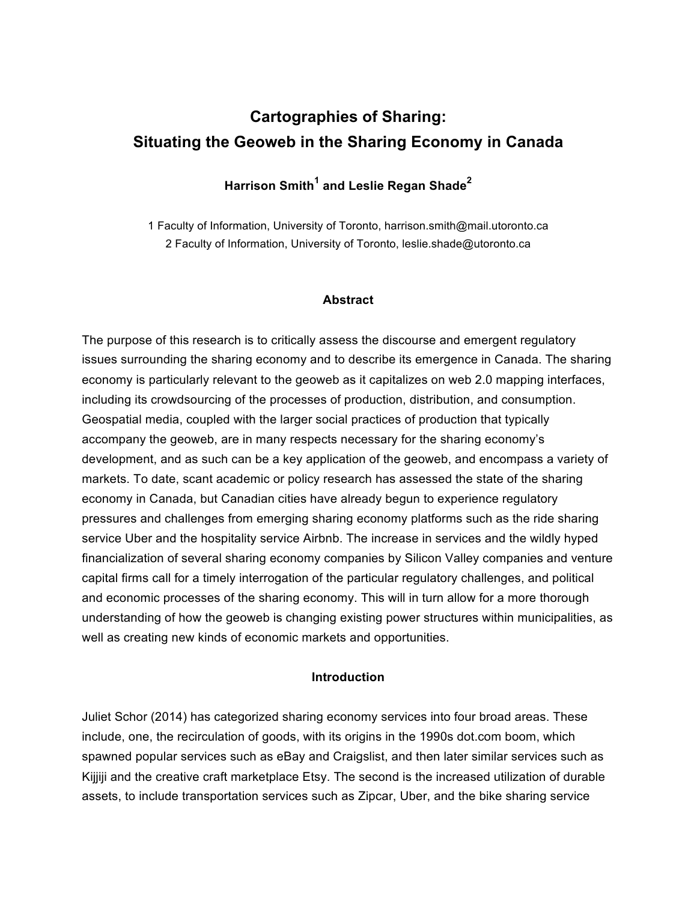# Cartographies of Sharing:
# Situating the Geoweb in the Sharing Economy in Canada

**Harrison Smith[1] and Leslie Regan Shade[2]**

1 Faculty of Information, University of Toronto, harrison.smith@mail.utoronto.ca
2 Faculty of Information, University of Toronto, leslie.shade@utoronto.ca

## Abstract

The purpose of this research is to critically assess the discourse and emergent regulatory issues surrounding the sharing economy and to describe its emergence in Canada. The sharing economy is particularly relevant to the geoweb as it capitalizes on web 2.0 mapping interfaces, including its crowdsourcing of the processes of production, distribution, and consumption. Geospatial media, coupled with the larger social practices of production that typically accompany the geoweb, are in many respects necessary for the sharing economy's development, and as such can be a key application of the geoweb, and encompass a variety of markets. To date, scant academic or policy research has assessed the state of the sharing economy in Canada, but Canadian cities have already begun to experience regulatory pressures and challenges from emerging sharing economy platforms such as the ride sharing service Uber and the hospitality service Airbnb. The increase in services and the wildly hyped financialization of several sharing economy companies by Silicon Valley companies and venture capital firms call for a timely interrogation of the particular regulatory challenges, and political and economic processes of the sharing economy. This will in turn allow for a more thorough understanding of how the geoweb is changing existing power structures within municipalities, as well as creating new kinds of economic markets and opportunities.

## Introduction

Juliet Schor (2014) has categorized sharing economy services into four broad areas. These include, one, the recirculation of goods, with its origins in the 1990s dot.com boom, which spawned popular services such as eBay and Craigslist, and then later similar services such as Kijjiji and the creative craft marketplace Etsy. The second is the increased utilization of durable assets, to include transportation services such as Zipcar, Uber, and the bike sharing service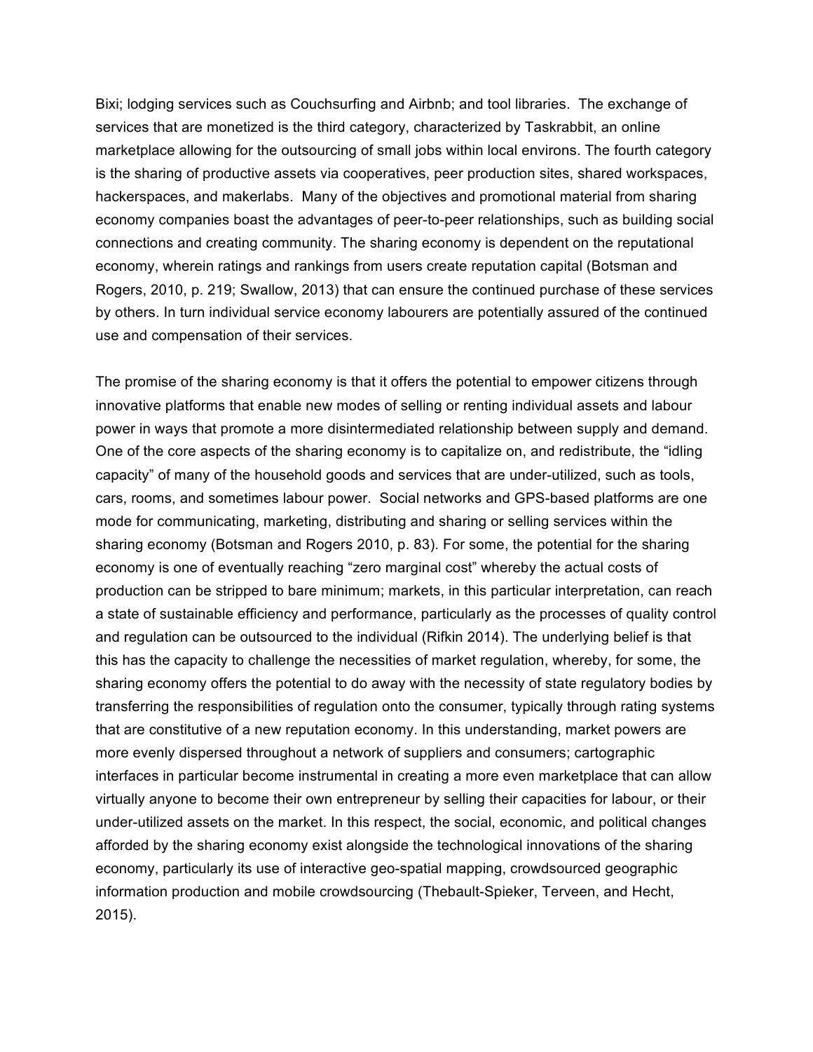Bixi; lodging services such as Couchsurfing and Airbnb; and tool libraries. The exchange of services that are monetized is the third category, characterized by Taskrabbit, an online marketplace allowing for the outsourcing of small jobs within local environs. The fourth category is the sharing of productive assets via cooperatives, peer production sites, shared workspaces, hackerspaces, and makerlabs. Many of the objectives and promotional material from sharing economy companies boast the advantages of peer-to-peer relationships, such as building social connections and creating community. The sharing economy is dependent on the reputational economy, wherein ratings and rankings from users create reputation capital (Botsman and Rogers, 2010, p. 219; Swallow, 2013) that can ensure the continued purchase of these services by others. In turn individual service economy labourers are potentially assured of the continued use and compensation of their services.

The promise of the sharing economy is that it offers the potential to empower citizens through innovative platforms that enable new modes of selling or renting individual assets and labour power in ways that promote a more disintermediated relationship between supply and demand. One of the core aspects of the sharing economy is to capitalize on, and redistribute, the "idling capacity" of many of the household goods and services that are under-utilized, such as tools, cars, rooms, and sometimes labour power. Social networks and GPS-based platforms are one mode for communicating, marketing, distributing and sharing or selling services within the sharing economy (Botsman and Rogers 2010, p. 83). For some, the potential for the sharing economy is one of eventually reaching "zero marginal cost" whereby the actual costs of production can be stripped to bare minimum; markets, in this particular interpretation, can reach a state of sustainable efficiency and performance, particularly as the processes of quality control and regulation can be outsourced to the individual (Rifkin 2014). The underlying belief is that this has the capacity to challenge the necessities of market regulation, whereby, for some, the sharing economy offers the potential to do away with the necessity of state regulatory bodies by transferring the responsibilities of regulation onto the consumer, typically through rating systems that are constitutive of a new reputation economy. In this understanding, market powers are more evenly dispersed throughout a network of suppliers and consumers; cartographic interfaces in particular become instrumental in creating a more even marketplace that can allow virtually anyone to become their own entrepreneur by selling their capacities for labour, or their under-utilized assets on the market. In this respect, the social, economic, and political changes afforded by the sharing economy exist alongside the technological innovations of the sharing economy, particularly its use of interactive geo-spatial mapping, crowdsourced geographic information production and mobile crowdsourcing (Thebault-Spieker, Terveen, and Hecht, 2015).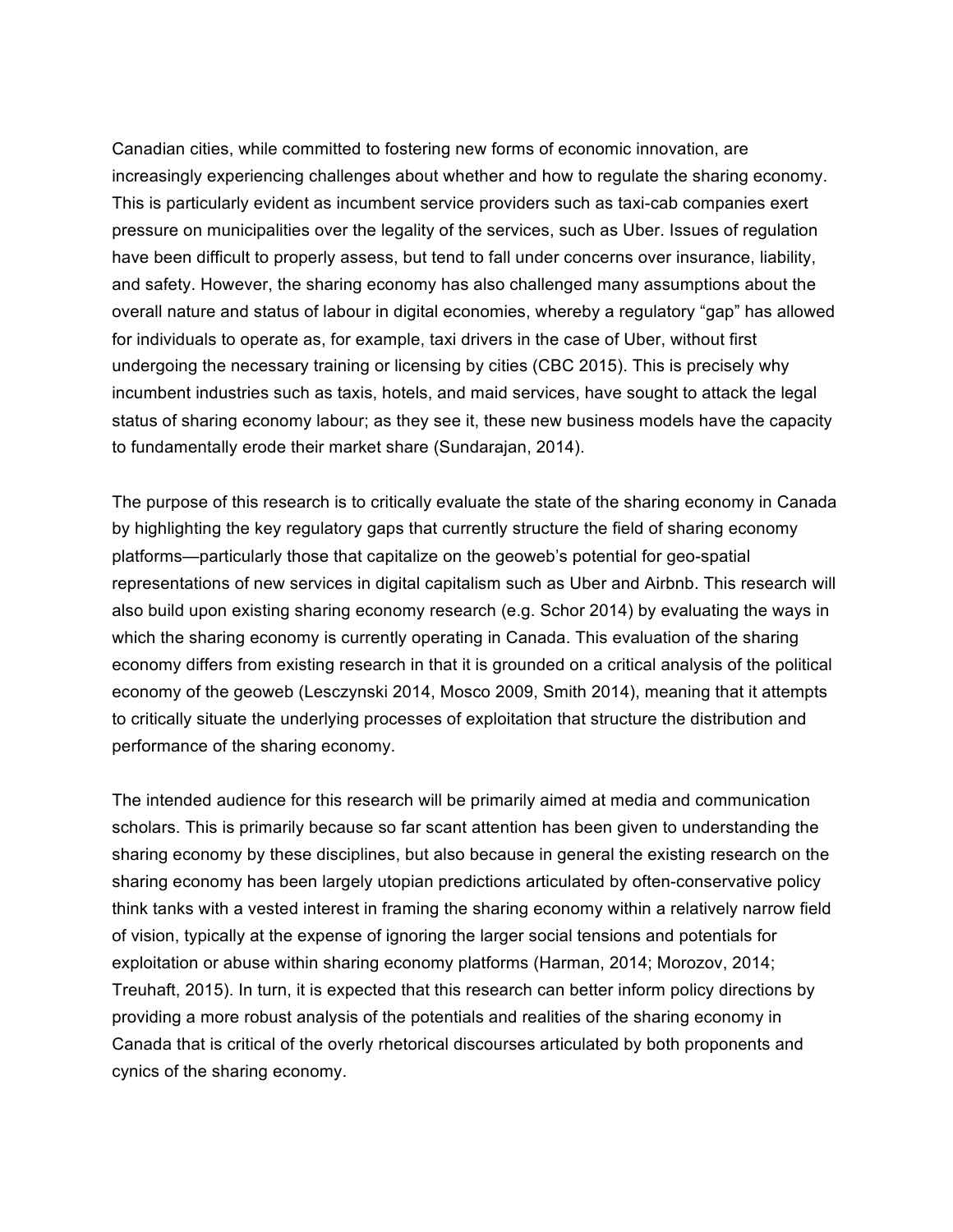Canadian cities, while committed to fostering new forms of economic innovation, are increasingly experiencing challenges about whether and how to regulate the sharing economy. This is particularly evident as incumbent service providers such as taxi-cab companies exert pressure on municipalities over the legality of the services, such as Uber. Issues of regulation have been difficult to properly assess, but tend to fall under concerns over insurance, liability, and safety. However, the sharing economy has also challenged many assumptions about the overall nature and status of labour in digital economies, whereby a regulatory "gap" has allowed for individuals to operate as, for example, taxi drivers in the case of Uber, without first undergoing the necessary training or licensing by cities (CBC 2015). This is precisely why incumbent industries such as taxis, hotels, and maid services, have sought to attack the legal status of sharing economy labour; as they see it, these new business models have the capacity to fundamentally erode their market share (Sundarajan, 2014).

The purpose of this research is to critically evaluate the state of the sharing economy in Canada by highlighting the key regulatory gaps that currently structure the field of sharing economy platforms—particularly those that capitalize on the geoweb's potential for geo-spatial representations of new services in digital capitalism such as Uber and Airbnb. This research will also build upon existing sharing economy research (e.g. Schor 2014) by evaluating the ways in which the sharing economy is currently operating in Canada. This evaluation of the sharing economy differs from existing research in that it is grounded on a critical analysis of the political economy of the geoweb (Lesczynski 2014, Mosco 2009, Smith 2014), meaning that it attempts to critically situate the underlying processes of exploitation that structure the distribution and performance of the sharing economy.

The intended audience for this research will be primarily aimed at media and communication scholars. This is primarily because so far scant attention has been given to understanding the sharing economy by these disciplines, but also because in general the existing research on the sharing economy has been largely utopian predictions articulated by often-conservative policy think tanks with a vested interest in framing the sharing economy within a relatively narrow field of vision, typically at the expense of ignoring the larger social tensions and potentials for exploitation or abuse within sharing economy platforms (Harman, 2014; Morozov, 2014; Treuhaft, 2015). In turn, it is expected that this research can better inform policy directions by providing a more robust analysis of the potentials and realities of the sharing economy in Canada that is critical of the overly rhetorical discourses articulated by both proponents and cynics of the sharing economy.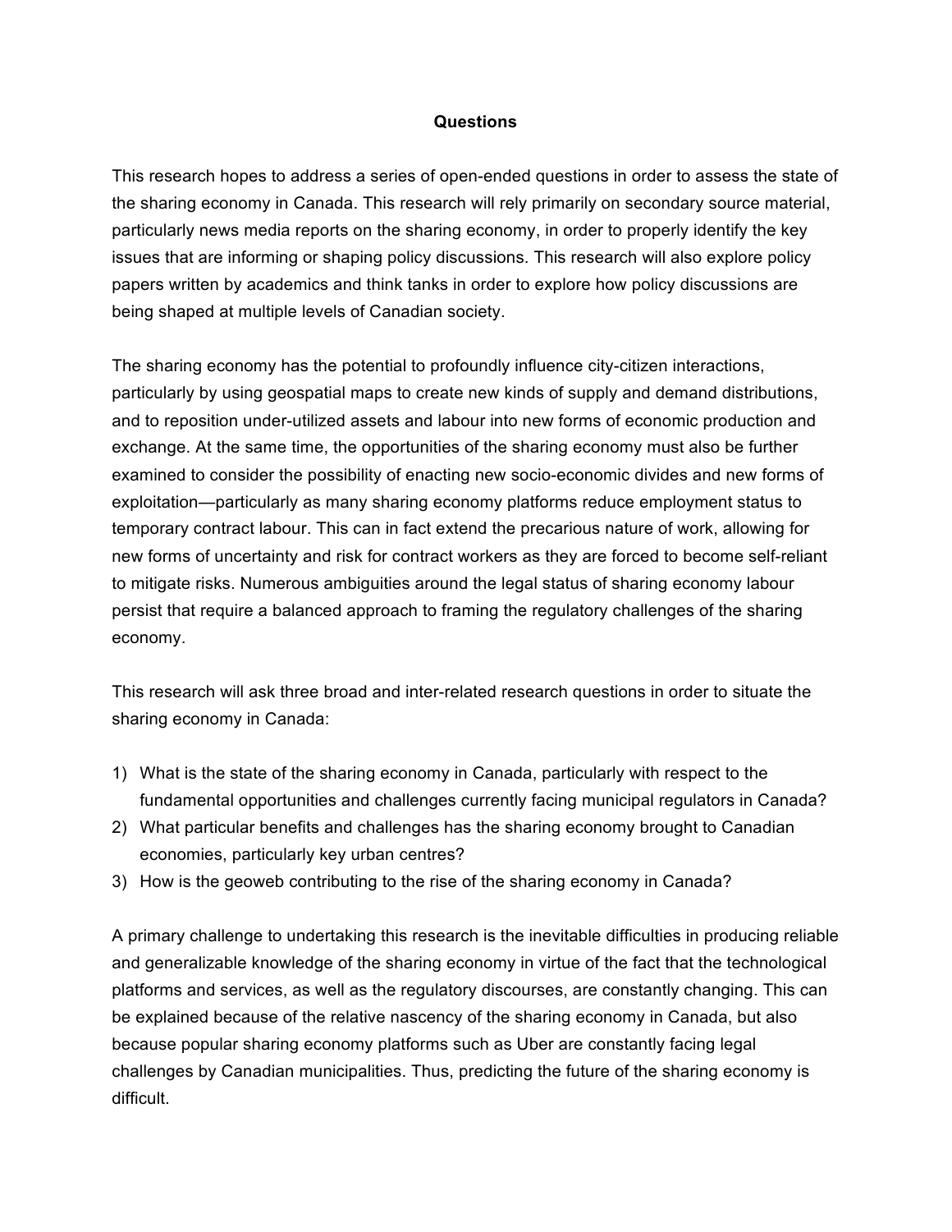## Questions

This research hopes to address a series of open-ended questions in order to assess the state of the sharing economy in Canada. This research will rely primarily on secondary source material, particularly news media reports on the sharing economy, in order to properly identify the key issues that are informing or shaping policy discussions. This research will also explore policy papers written by academics and think tanks in order to explore how policy discussions are being shaped at multiple levels of Canadian society.

The sharing economy has the potential to profoundly influence city-citizen interactions, particularly by using geospatial maps to create new kinds of supply and demand distributions, and to reposition under-utilized assets and labour into new forms of economic production and exchange. At the same time, the opportunities of the sharing economy must also be further examined to consider the possibility of enacting new socio-economic divides and new forms of exploitation—particularly as many sharing economy platforms reduce employment status to temporary contract labour. This can in fact extend the precarious nature of work, allowing for new forms of uncertainty and risk for contract workers as they are forced to become self-reliant to mitigate risks. Numerous ambiguities around the legal status of sharing economy labour persist that require a balanced approach to framing the regulatory challenges of the sharing economy.

This research will ask three broad and inter-related research questions in order to situate the sharing economy in Canada:

1) What is the state of the sharing economy in Canada, particularly with respect to the fundamental opportunities and challenges currently facing municipal regulators in Canada?
2) What particular benefits and challenges has the sharing economy brought to Canadian economies, particularly key urban centres?
3) How is the geoweb contributing to the rise of the sharing economy in Canada?

A primary challenge to undertaking this research is the inevitable difficulties in producing reliable and generalizable knowledge of the sharing economy in virtue of the fact that the technological platforms and services, as well as the regulatory discourses, are constantly changing. This can be explained because of the relative nascency of the sharing economy in Canada, but also because popular sharing economy platforms such as Uber are constantly facing legal challenges by Canadian municipalities. Thus, predicting the future of the sharing economy is difficult.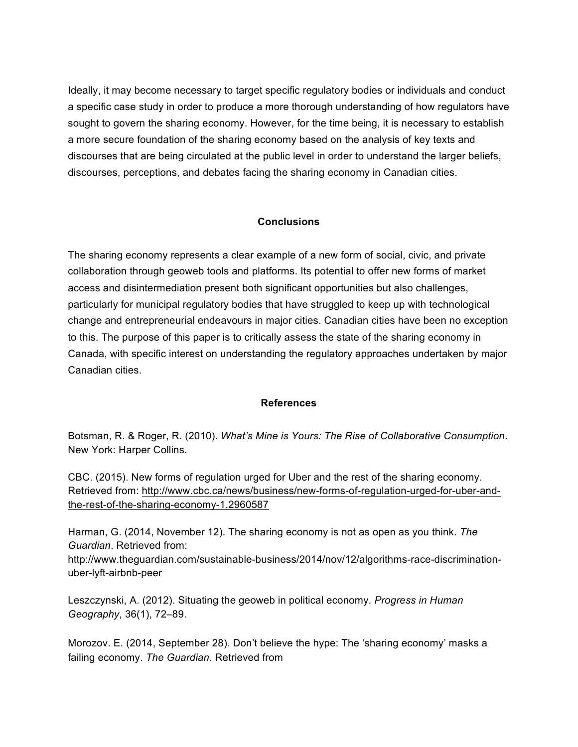Ideally, it may become necessary to target specific regulatory bodies or individuals and conduct a specific case study in order to produce a more thorough understanding of how regulators have sought to govern the sharing economy. However, for the time being, it is necessary to establish a more secure foundation of the sharing economy based on the analysis of key texts and discourses that are being circulated at the public level in order to understand the larger beliefs, discourses, perceptions, and debates facing the sharing economy in Canadian cities.

## Conclusions

The sharing economy represents a clear example of a new form of social, civic, and private collaboration through geoweb tools and platforms. Its potential to offer new forms of market access and disintermediation present both significant opportunities but also challenges, particularly for municipal regulatory bodies that have struggled to keep up with technological change and entrepreneurial endeavours in major cities. Canadian cities have been no exception to this. The purpose of this paper is to critically assess the state of the sharing economy in Canada, with specific interest on understanding the regulatory approaches undertaken by major Canadian cities.

## References

Botsman, R. & Roger, R. (2010). *What's Mine is Yours: The Rise of Collaborative Consumption*. New York: Harper Collins.

CBC. (2015). New forms of regulation urged for Uber and the rest of the sharing economy. Retrieved from: http://www.cbc.ca/news/business/new-forms-of-regulation-urged-for-uber-and-the-rest-of-the-sharing-economy-1.2960587

Harman, G. (2014, November 12). The sharing economy is not as open as you think. *The Guardian*. Retrieved from: http://www.theguardian.com/sustainable-business/2014/nov/12/algorithms-race-discrimination-uber-lyft-airbnb-peer

Leszczynski, A. (2012). Situating the geoweb in political economy. *Progress in Human Geography*, 36(1), 72–89.

Morozov. E. (2014, September 28). Don't believe the hype: The 'sharing economy' masks a failing economy. *The Guardian.* Retrieved from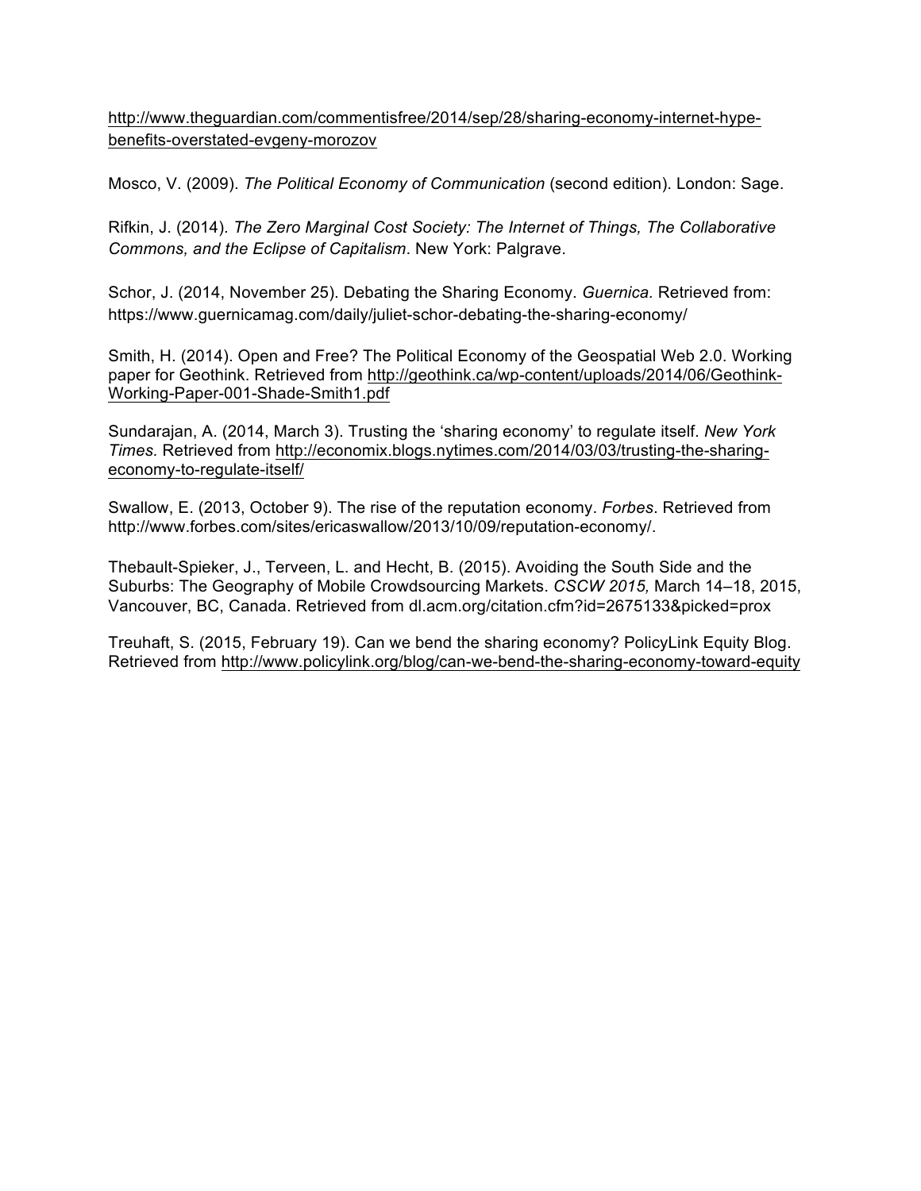http://www.theguardian.com/commentisfree/2014/sep/28/sharing-economy-internet-hype-benefits-overstated-evgeny-morozov

Mosco, V. (2009). *The Political Economy of Communication* (second edition). London: Sage.

Rifkin, J. (2014). *The Zero Marginal Cost Society: The Internet of Things, The Collaborative Commons, and the Eclipse of Capitalism*. New York: Palgrave.

Schor, J. (2014, November 25). Debating the Sharing Economy. *Guernica*. Retrieved from: https://www.guernicamag.com/daily/juliet-schor-debating-the-sharing-economy/

Smith, H. (2014). Open and Free? The Political Economy of the Geospatial Web 2.0. Working paper for Geothink. Retrieved from http://geothink.ca/wp-content/uploads/2014/06/Geothink-Working-Paper-001-Shade-Smith1.pdf

Sundarajan, A. (2014, March 3). Trusting the 'sharing economy' to regulate itself. *New York Times.* Retrieved from http://economix.blogs.nytimes.com/2014/03/03/trusting-the-sharing-economy-to-regulate-itself/

Swallow, E. (2013, October 9). The rise of the reputation economy. *Forbes*. Retrieved from http://www.forbes.com/sites/ericaswallow/2013/10/09/reputation-economy/.

Thebault-Spieker, J., Terveen, L. and Hecht, B. (2015). Avoiding the South Side and the Suburbs: The Geography of Mobile Crowdsourcing Markets. *CSCW 2015,* March 14–18, 2015, Vancouver, BC, Canada. Retrieved from dl.acm.org/citation.cfm?id=2675133&picked=prox

Treuhaft, S. (2015, February 19). Can we bend the sharing economy? PolicyLink Equity Blog. Retrieved from http://www.policylink.org/blog/can-we-bend-the-sharing-economy-toward-equity